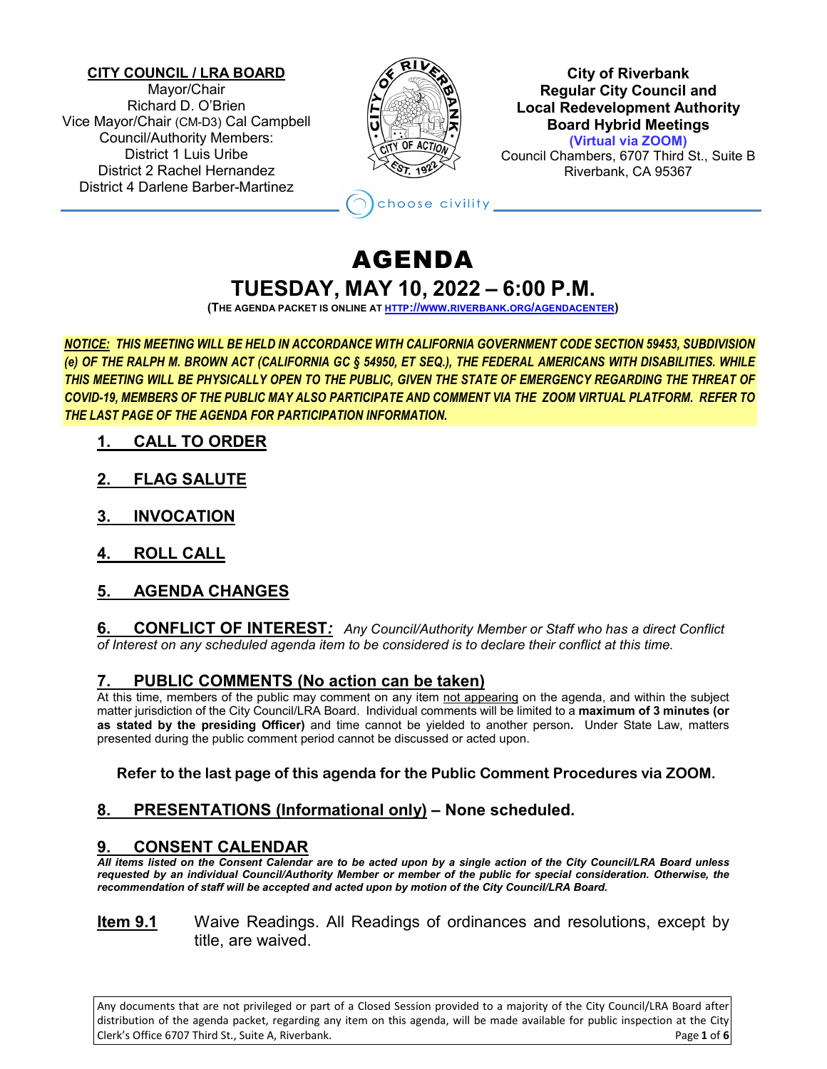**CITY COUNCIL / LRA BOARD**
Mayor/Chair
Richard D. O'Brien
Vice Mayor/Chair (CM-D3) Cal Campbell
Council/Authority Members:
District 1 Luis Uribe
District 2 Rachel Hernandez
District 4 Darlene Barber-Martinez

**City of Riverbank**
**Regular City Council and**
**Local Redevelopment Authority**
**Board Hybrid Meetings**
**(Virtual via ZOOM)**
Council Chambers, 6707 Third St., Suite B
Riverbank, CA 95367

choose civility

# AGENDA

## TUESDAY, MAY 10, 2022 – 6:00 P.M.

**(THE AGENDA PACKET IS ONLINE AT HTTP://WWW.RIVERBANK.ORG/AGENDACENTER)**

***NOTICE: THIS MEETING WILL BE HELD IN ACCORDANCE WITH CALIFORNIA GOVERNMENT CODE SECTION 59453, SUBDIVISION (e) OF THE RALPH M. BROWN ACT (CALIFORNIA GC § 54950, ET SEQ.), THE FEDERAL AMERICANS WITH DISABILITIES. WHILE THIS MEETING WILL BE PHYSICALLY OPEN TO THE PUBLIC, GIVEN THE STATE OF EMERGENCY REGARDING THE THREAT OF COVID-19, MEMBERS OF THE PUBLIC MAY ALSO PARTICIPATE AND COMMENT VIA THE ZOOM VIRTUAL PLATFORM. REFER TO THE LAST PAGE OF THE AGENDA FOR PARTICIPATION INFORMATION.***

### 1. CALL TO ORDER

### 2. FLAG SALUTE

### 3. INVOCATION

### 4. ROLL CALL

### 5. AGENDA CHANGES

### 6. CONFLICT OF INTEREST:

*Any Council/Authority Member or Staff who has a direct Conflict of Interest on any scheduled agenda item to be considered is to declare their conflict at this time.*

### 7. PUBLIC COMMENTS (No action can be taken)

At this time, members of the public may comment on any item not appearing on the agenda, and within the subject matter jurisdiction of the City Council/LRA Board. Individual comments will be limited to a **maximum of 3 minutes (or as stated by the presiding Officer)** and time cannot be yielded to another person**.** Under State Law, matters presented during the public comment period cannot be discussed or acted upon.

**Refer to the last page of this agenda for the Public Comment Procedures via ZOOM.**

### 8. PRESENTATIONS (Informational only) – None scheduled.

### 9. CONSENT CALENDAR

***All items listed on the Consent Calendar are to be acted upon by a single action of the City Council/LRA Board unless requested by an individual Council/Authority Member or member of the public for special consideration. Otherwise, the recommendation of staff will be accepted and acted upon by motion of the City Council/LRA Board.***

**Item 9.1** Waive Readings. All Readings of ordinances and resolutions, except by title, are waived.

Any documents that are not privileged or part of a Closed Session provided to a majority of the City Council/LRA Board after distribution of the agenda packet, regarding any item on this agenda, will be made available for public inspection at the City Clerk's Office 6707 Third St., Suite A, Riverbank.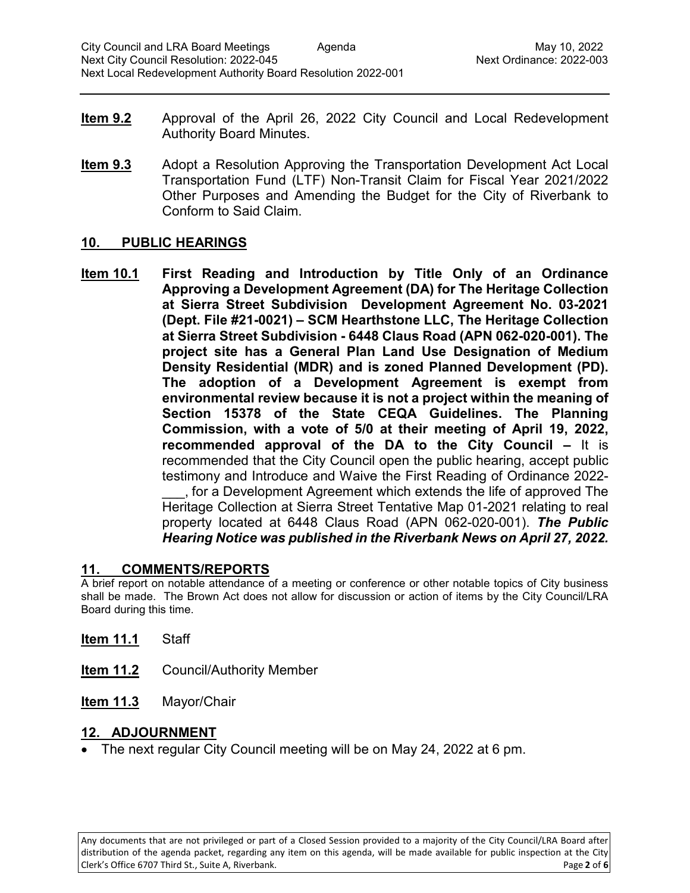**Item 9.2** Approval of the April 26, 2022 City Council and Local Redevelopment Authority Board Minutes.

**Item 9.3** Adopt a Resolution Approving the Transportation Development Act Local Transportation Fund (LTF) Non-Transit Claim for Fiscal Year 2021/2022 Other Purposes and Amending the Budget for the City of Riverbank to Conform to Said Claim.

## 10. PUBLIC HEARINGS

**Item 10.1** **First Reading and Introduction by Title Only of an Ordinance Approving a Development Agreement (DA) for The Heritage Collection at Sierra Street Subdivision Development Agreement No. 03-2021 (Dept. File #21-0021) – SCM Hearthstone LLC, The Heritage Collection at Sierra Street Subdivision - 6448 Claus Road (APN 062-020-001). The project site has a General Plan Land Use Designation of Medium Density Residential (MDR) and is zoned Planned Development (PD). The adoption of a Development Agreement is exempt from environmental review because it is not a project within the meaning of Section 15378 of the State CEQA Guidelines. The Planning Commission, with a vote of 5/0 at their meeting of April 19, 2022, recommended approval of the DA to the City Council –** It is recommended that the City Council open the public hearing, accept public testimony and Introduce and Waive the First Reading of Ordinance 2022-___, for a Development Agreement which extends the life of approved The Heritage Collection at Sierra Street Tentative Map 01-2021 relating to real property located at 6448 Claus Road (APN 062-020-001). ***The Public Hearing Notice was published in the Riverbank News on April 27, 2022.***

## 11. COMMENTS/REPORTS

A brief report on notable attendance of a meeting or conference or other notable topics of City business shall be made. The Brown Act does not allow for discussion or action of items by the City Council/LRA Board during this time.

**Item 11.1** Staff

**Item 11.2** Council/Authority Member

**Item 11.3** Mayor/Chair

## 12. ADJOURNMENT

- The next regular City Council meeting will be on May 24, 2022 at 6 pm.

Any documents that are not privileged or part of a Closed Session provided to a majority of the City Council/LRA Board after distribution of the agenda packet, regarding any item on this agenda, will be made available for public inspection at the City Clerk's Office 6707 Third St., Suite A, Riverbank.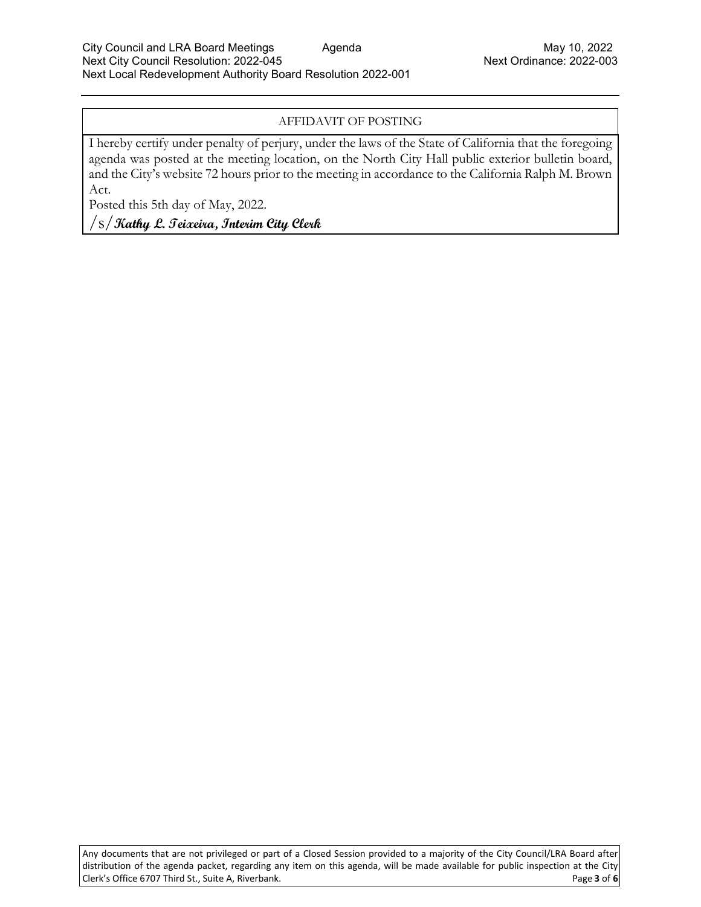## AFFIDAVIT OF POSTING

I hereby certify under penalty of perjury, under the laws of the State of California that the foregoing agenda was posted at the meeting location, on the North City Hall public exterior bulletin board, and the City's website 72 hours prior to the meeting in accordance to the California Ralph M. Brown Act.

Posted this 5th day of May, 2022.

/s/ **Kathy L. Teixeira, Interim City Clerk**

Any documents that are not privileged or part of a Closed Session provided to a majority of the City Council/LRA Board after distribution of the agenda packet, regarding any item on this agenda, will be made available for public inspection at the City Clerk's Office 6707 Third St., Suite A, Riverbank.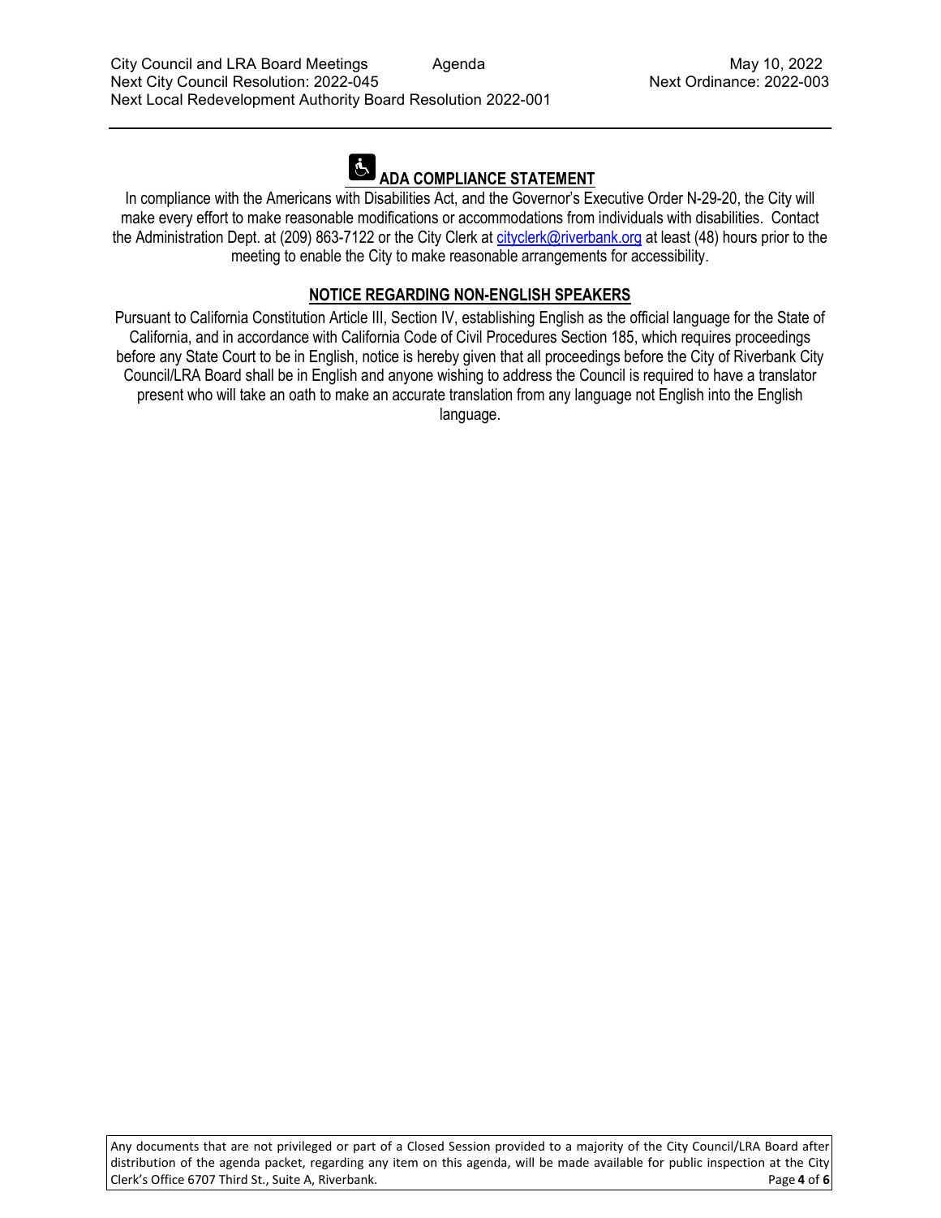## ADA COMPLIANCE STATEMENT

In compliance with the Americans with Disabilities Act, and the Governor's Executive Order N-29-20, the City will make every effort to make reasonable modifications or accommodations from individuals with disabilities. Contact the Administration Dept. at (209) 863-7122 or the City Clerk at cityclerk@riverbank.org at least (48) hours prior to the meeting to enable the City to make reasonable arrangements for accessibility.

## NOTICE REGARDING NON-ENGLISH SPEAKERS

Pursuant to California Constitution Article III, Section IV, establishing English as the official language for the State of California, and in accordance with California Code of Civil Procedures Section 185, which requires proceedings before any State Court to be in English, notice is hereby given that all proceedings before the City of Riverbank City Council/LRA Board shall be in English and anyone wishing to address the Council is required to have a translator present who will take an oath to make an accurate translation from any language not English into the English language.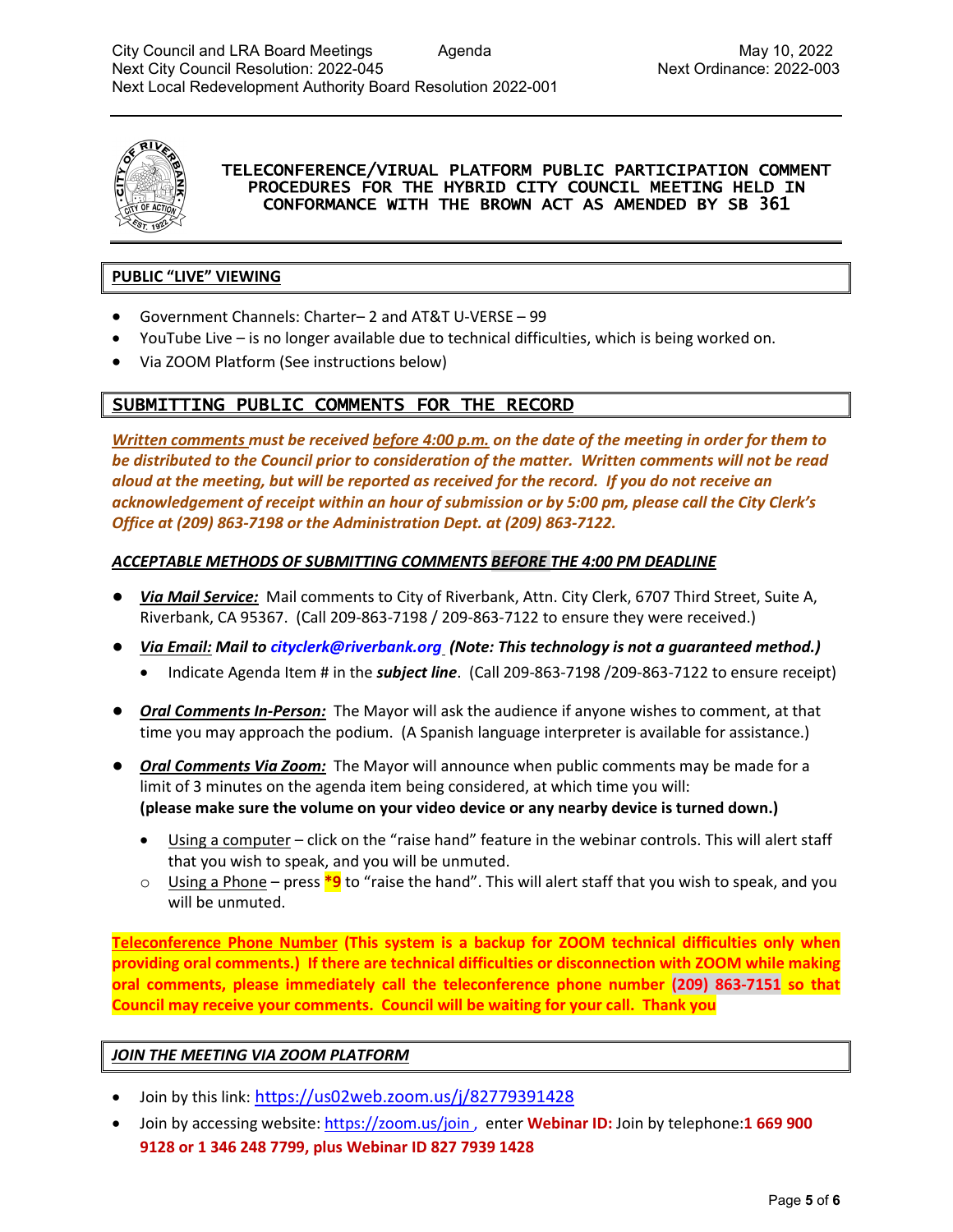# TELECONFERENCE/VIRUAL PLATFORM PUBLIC PARTICIPATION COMMENT PROCEDURES FOR THE HYBRID CITY COUNCIL MEETING HELD IN CONFORMANCE WITH THE BROWN ACT AS AMENDED BY SB 361

## PUBLIC "LIVE" VIEWING

- Government Channels: Charter– 2 and AT&T U-VERSE – 99
- YouTube Live – is no longer available due to technical difficulties, which is being worked on.
- Via ZOOM Platform (See instructions below)

## SUBMITTING PUBLIC COMMENTS FOR THE RECORD

***Written comments must be received before 4:00 p.m. on the date of the meeting in order for them to be distributed to the Council prior to consideration of the matter. Written comments will not be read aloud at the meeting, but will be reported as received for the record. If you do not receive an acknowledgement of receipt within an hour of submission or by 5:00 pm, please call the City Clerk's Office at (209) 863-7198 or the Administration Dept. at (209) 863-7122.***

***ACCEPTABLE METHODS OF SUBMITTING COMMENTS BEFORE THE 4:00 PM DEADLINE***

- ***Via Mail Service:*** Mail comments to City of Riverbank, Attn. City Clerk, 6707 Third Street, Suite A, Riverbank, CA 95367. (Call 209-863-7198 / 209-863-7122 to ensure they were received.)
- ***Via Email:*** ***Mail to cityclerk@riverbank.org (Note: This technology is not a guaranteed method.)***
  - Indicate Agenda Item # in the ***subject line***. (Call 209-863-7198 /209-863-7122 to ensure receipt)
- ***Oral Comments In-Person:*** The Mayor will ask the audience if anyone wishes to comment, at that time you may approach the podium. (A Spanish language interpreter is available for assistance.)
- ***Oral Comments Via Zoom:*** The Mayor will announce when public comments may be made for a limit of 3 minutes on the agenda item being considered, at which time you will: **(please make sure the volume on your video device or any nearby device is turned down.)**
  - Using a computer – click on the "raise hand" feature in the webinar controls. This will alert staff that you wish to speak, and you will be unmuted.
  - Using a Phone – press ***9** to "raise the hand". This will alert staff that you wish to speak, and you will be unmuted.

**Teleconference Phone Number (This system is a backup for ZOOM technical difficulties only when providing oral comments.) If there are technical difficulties or disconnection with ZOOM while making oral comments, please immediately call the teleconference phone number (209) 863-7151 so that Council may receive your comments. Council will be waiting for your call. Thank you**

## *JOIN THE MEETING VIA ZOOM PLATFORM*

- Join by this link: https://us02web.zoom.us/j/82779391428
- Join by accessing website: https://zoom.us/join , enter **Webinar ID:** Join by telephone:**1 669 900 9128 or 1 346 248 7799, plus Webinar ID 827 7939 1428**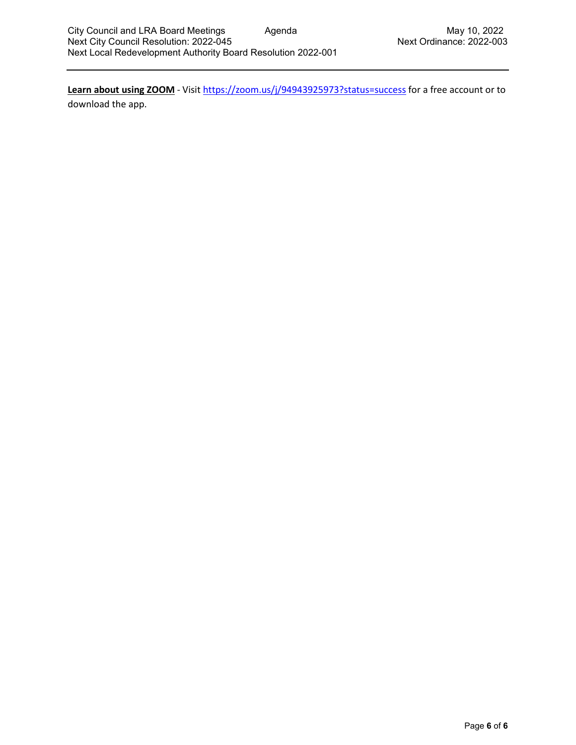**Learn about using ZOOM** - Visit https://zoom.us/j/94943925973?status=success for a free account or to download the app.